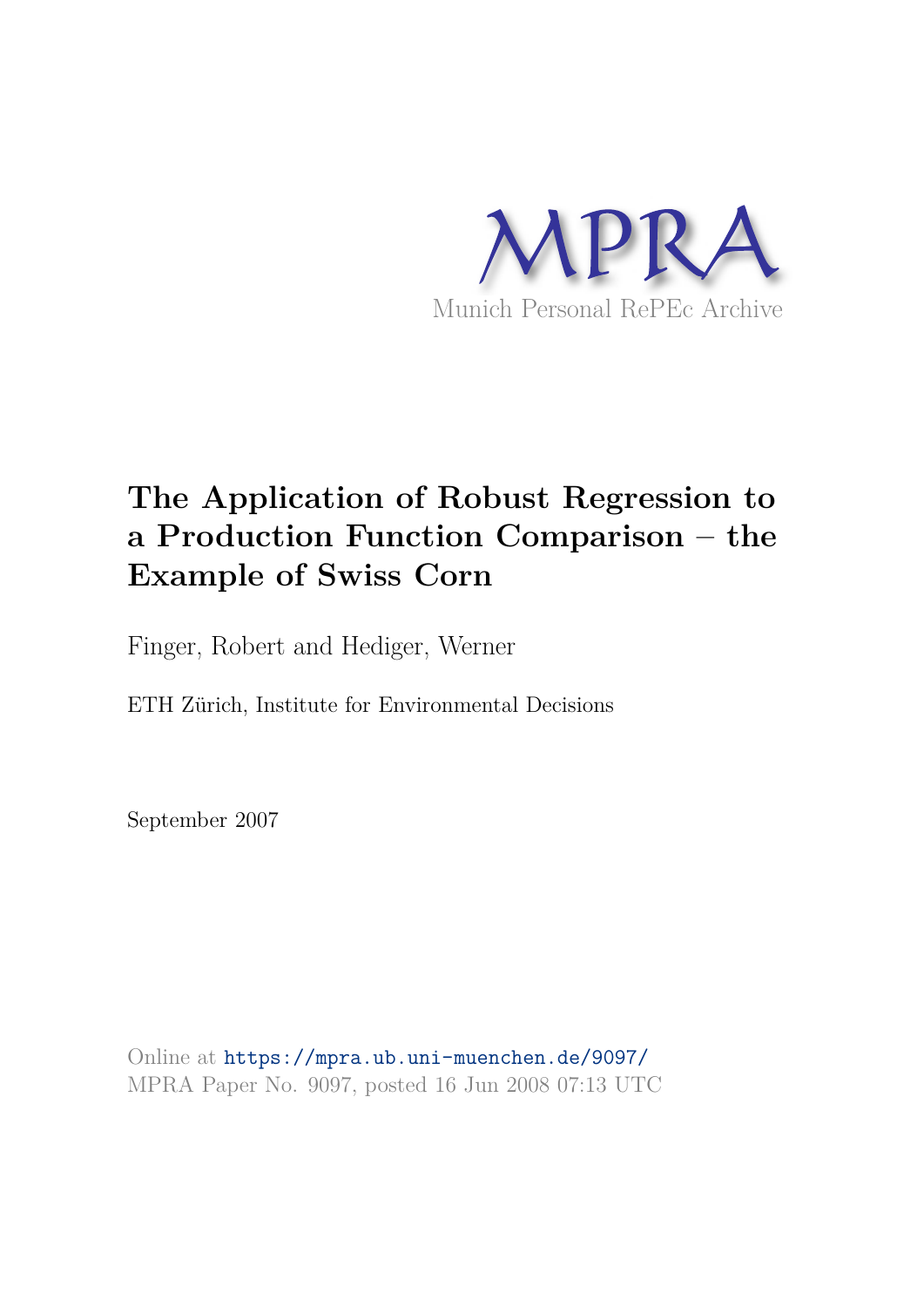MPRA

Munich Personal RePEc Archive

# The Application of Robust Regression to a Production Function Comparison – the Example of Swiss Corn

Finger, Robert and Hediger, Werner

ETH Zürich, Institute for Environmental Decisions

September 2007

Online at https://mpra.ub.uni-muenchen.de/9097/
MPRA Paper No. 9097, posted 16 Jun 2008 07:13 UTC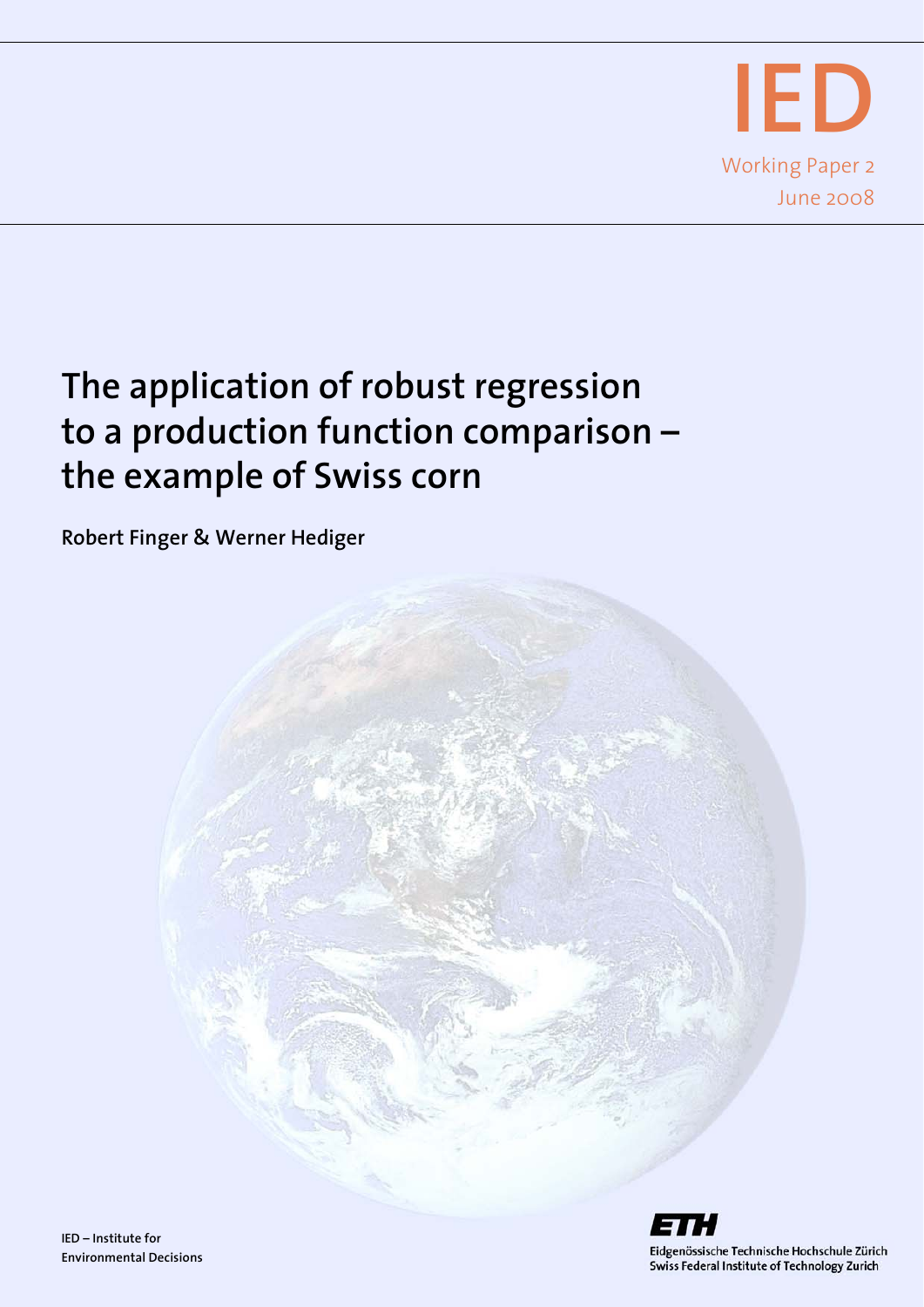IED

Working Paper 2

June 2008

# The application of robust regression to a production function comparison – the example of Swiss corn

**Robert Finger & Werner Hediger**

IED – Institute for Environmental Decisions

ETH

Eidgenössische Technische Hochschule Zürich
Swiss Federal Institute of Technology Zurich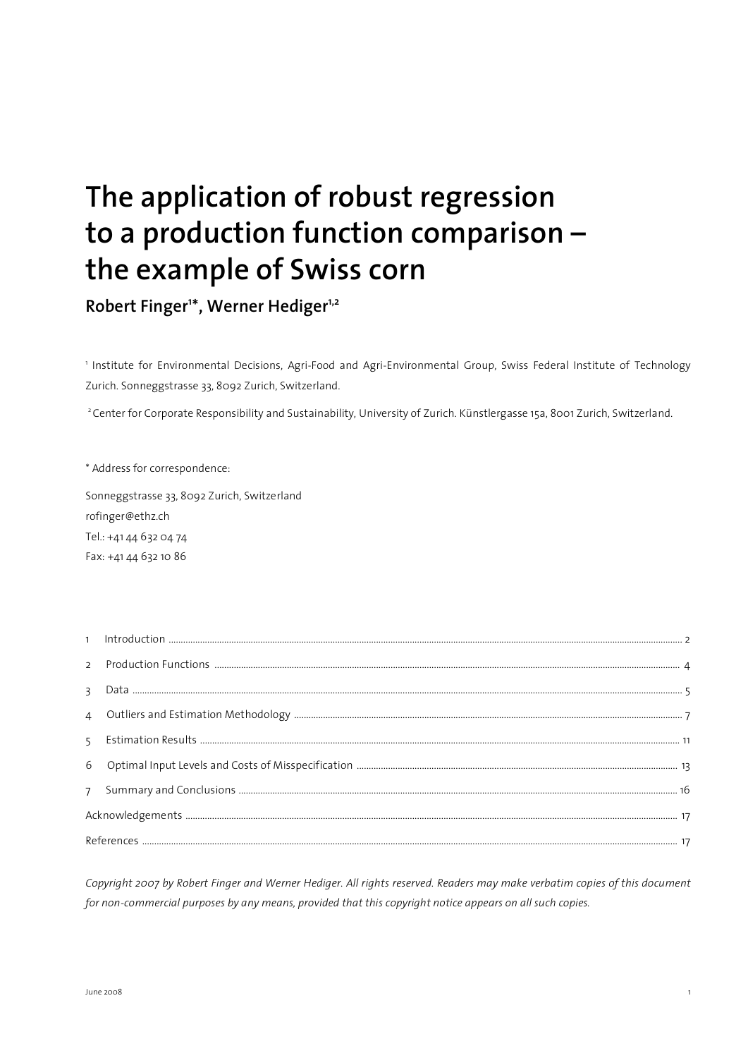# The application of robust regression to a production function comparison – the example of Swiss corn

**Robert Finger[1*], Werner Hediger[1,2]**

[1] Institute for Environmental Decisions, Agri-Food and Agri-Environmental Group, Swiss Federal Institute of Technology Zurich. Sonneggstrasse 33, 8092 Zurich, Switzerland.

[2] Center for Corporate Responsibility and Sustainability, University of Zurich. Künstlergasse 15a, 8001 Zurich, Switzerland.

\* Address for correspondence:

Sonneggstrasse 33, 8092 Zurich, Switzerland
rofinger@ethz.ch
Tel.: +41 44 632 04 74
Fax: +41 44 632 10 86

1 Introduction ........ 2
2 Production Functions ........ 4
3 Data ........ 5
4 Outliers and Estimation Methodology ........ 7
5 Estimation Results ........ 11
6 Optimal Input Levels and Costs of Misspecification ........ 13
7 Summary and Conclusions ........ 16
Acknowledgements ........ 17
References ........ 17

*Copyright 2007 by Robert Finger and Werner Hediger. All rights reserved. Readers may make verbatim copies of this document for non-commercial purposes by any means, provided that this copyright notice appears on all such copies.*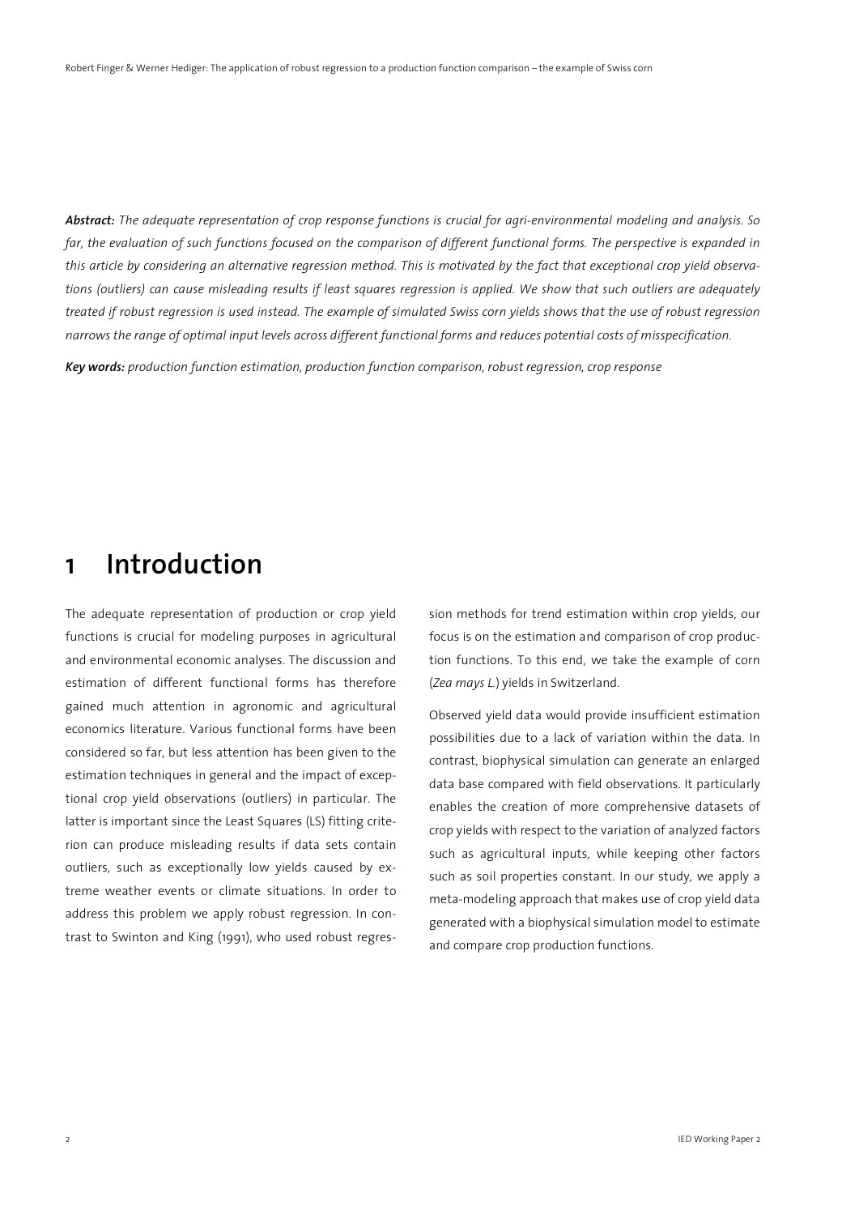***Abstract:*** *The adequate representation of crop response functions is crucial for agri-environmental modeling and analysis. So far, the evaluation of such functions focused on the comparison of different functional forms. The perspective is expanded in this article by considering an alternative regression method. This is motivated by the fact that exceptional crop yield observations (outliers) can cause misleading results if least squares regression is applied. We show that such outliers are adequately treated if robust regression is used instead. The example of simulated Swiss corn yields shows that the use of robust regression narrows the range of optimal input levels across different functional forms and reduces potential costs of misspecification.*

***Key words:*** *production function estimation, production function comparison, robust regression, crop response*

# 1 Introduction

The adequate representation of production or crop yield functions is crucial for modeling purposes in agricultural and environmental economic analyses. The discussion and estimation of different functional forms has therefore gained much attention in agronomic and agricultural economics literature. Various functional forms have been considered so far, but less attention has been given to the estimation techniques in general and the impact of exceptional crop yield observations (outliers) in particular. The latter is important since the Least Squares (LS) fitting criterion can produce misleading results if data sets contain outliers, such as exceptionally low yields caused by extreme weather events or climate situations. In order to address this problem we apply robust regression. In contrast to Swinton and King (1991), who used robust regression methods for trend estimation within crop yields, our focus is on the estimation and comparison of crop production functions. To this end, we take the example of corn (*Zea mays L.*) yields in Switzerland.

Observed yield data would provide insufficient estimation possibilities due to a lack of variation within the data. In contrast, biophysical simulation can generate an enlarged data base compared with field observations. It particularly enables the creation of more comprehensive datasets of crop yields with respect to the variation of analyzed factors such as agricultural inputs, while keeping other factors such as soil properties constant. In our study, we apply a meta-modeling approach that makes use of crop yield data generated with a biophysical simulation model to estimate and compare crop production functions.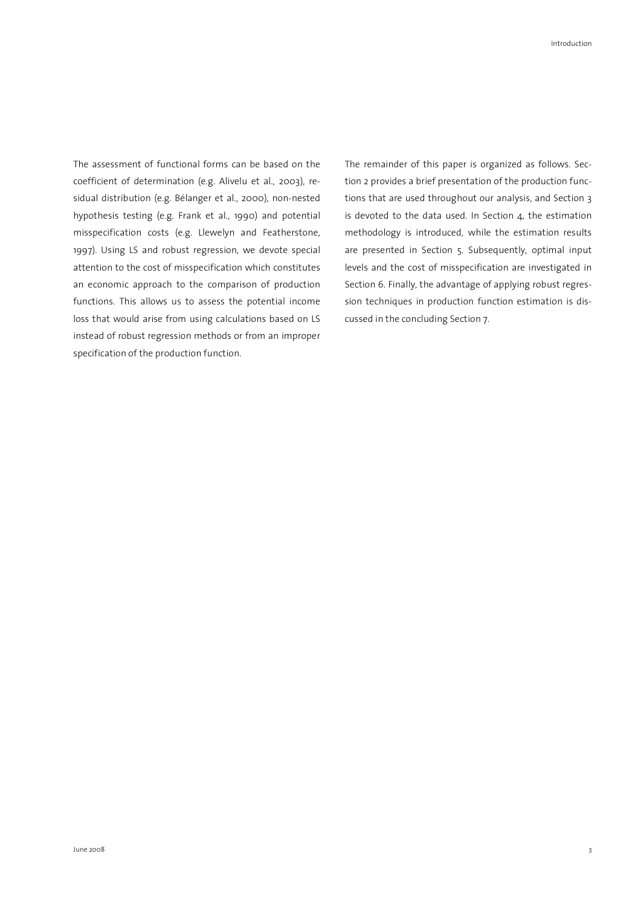The assessment of functional forms can be based on the coefficient of determination (e.g. Alivelu et al., 2003), residual distribution (e.g. Bélanger et al., 2000), non-nested hypothesis testing (e.g. Frank et al., 1990) and potential misspecification costs (e.g. Llewelyn and Featherstone, 1997). Using LS and robust regression, we devote special attention to the cost of misspecification which constitutes an economic approach to the comparison of production functions. This allows us to assess the potential income loss that would arise from using calculations based on LS instead of robust regression methods or from an improper specification of the production function.

The remainder of this paper is organized as follows. Section 2 provides a brief presentation of the production functions that are used throughout our analysis, and Section 3 is devoted to the data used. In Section 4, the estimation methodology is introduced, while the estimation results are presented in Section 5. Subsequently, optimal input levels and the cost of misspecification are investigated in Section 6. Finally, the advantage of applying robust regression techniques in production function estimation is discussed in the concluding Section 7.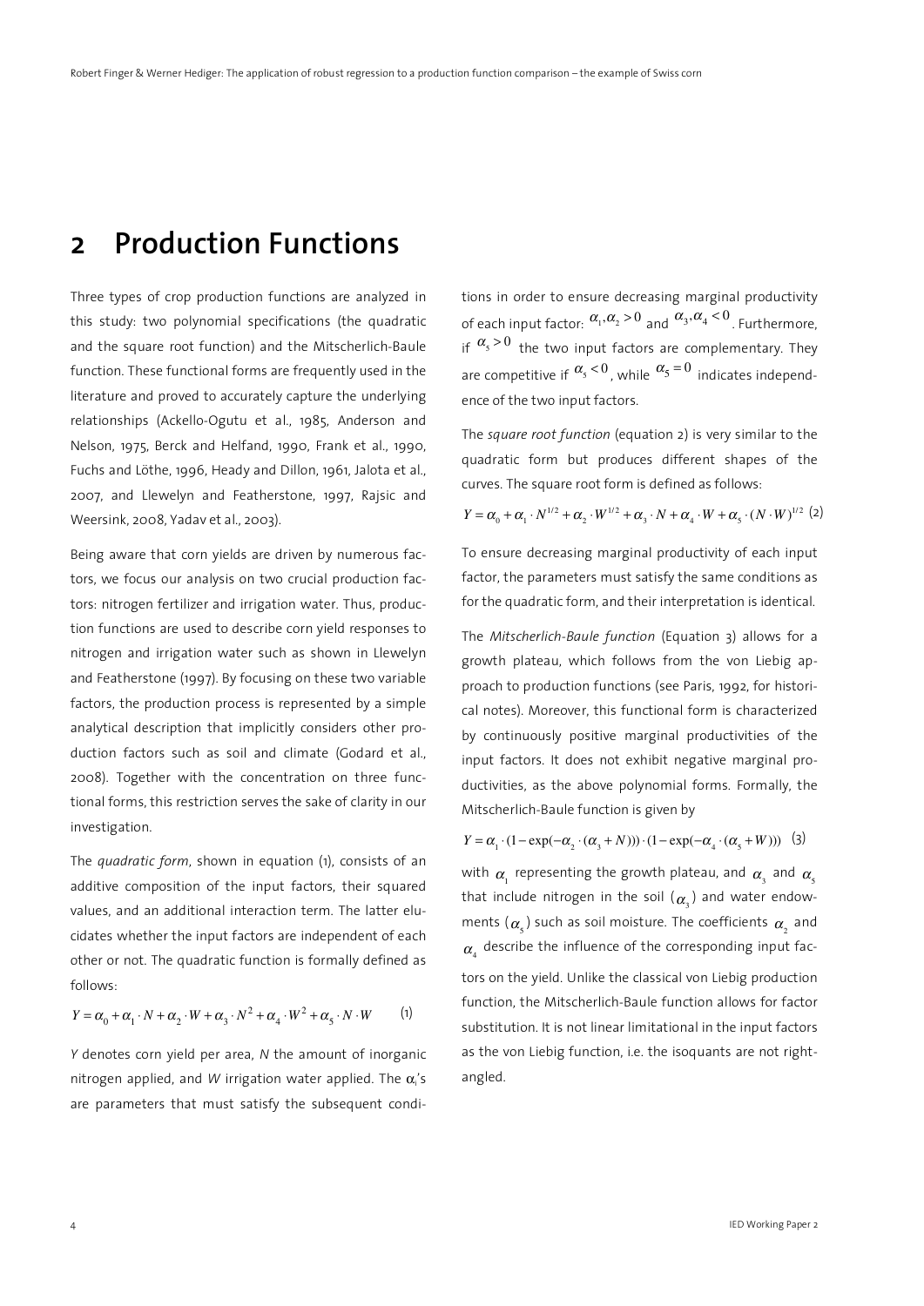# 2 Production Functions

Three types of crop production functions are analyzed in this study: two polynomial specifications (the quadratic and the square root function) and the Mitscherlich-Baule function. These functional forms are frequently used in the literature and proved to accurately capture the underlying relationships (Ackello-Ogutu et al., 1985, Anderson and Nelson, 1975, Berck and Helfand, 1990, Frank et al., 1990, Fuchs and Löthe, 1996, Heady and Dillon, 1961, Jalota et al., 2007, and Llewelyn and Featherstone, 1997, Rajsic and Weersink, 2008, Yadav et al., 2003).

Being aware that corn yields are driven by numerous factors, we focus our analysis on two crucial production factors: nitrogen fertilizer and irrigation water. Thus, production functions are used to describe corn yield responses to nitrogen and irrigation water such as shown in Llewelyn and Featherstone (1997). By focusing on these two variable factors, the production process is represented by a simple analytical description that implicitly considers other production factors such as soil and climate (Godard et al., 2008). Together with the concentration on three functional forms, this restriction serves the sake of clarity in our investigation.

The *quadratic form*, shown in equation (1), consists of an additive composition of the input factors, their squared values, and an additional interaction term. The latter elucidates whether the input factors are independent of each other or not. The quadratic function is formally defined as follows:

$$Y = \alpha_0 + \alpha_1 \cdot N + \alpha_2 \cdot W + \alpha_3 \cdot N^2 + \alpha_4 \cdot W^2 + \alpha_5 \cdot N \cdot W \qquad (1)$$

*Y* denotes corn yield per area, *N* the amount of inorganic nitrogen applied, and *W* irrigation water applied. The $\alpha_i$'s are parameters that must satisfy the subsequent conditions in order to ensure decreasing marginal productivity of each input factor: $\alpha_1, \alpha_2 > 0$ and $\alpha_3, \alpha_4 < 0$. Furthermore, if $\alpha_5 > 0$ the two input factors are complementary. They are competitive if $\alpha_5 < 0$, while $\alpha_5 = 0$ indicates independence of the two input factors.

The *square root function* (equation 2) is very similar to the quadratic form but produces different shapes of the curves. The square root form is defined as follows:

$$Y = \alpha_0 + \alpha_1 \cdot N^{1/2} + \alpha_2 \cdot W^{1/2} + \alpha_3 \cdot N + \alpha_4 \cdot W + \alpha_5 \cdot (N \cdot W)^{1/2} \qquad (2)$$

To ensure decreasing marginal productivity of each input factor, the parameters must satisfy the same conditions as for the quadratic form, and their interpretation is identical.

The *Mitscherlich-Baule function* (Equation 3) allows for a growth plateau, which follows from the von Liebig approach to production functions (see Paris, 1992, for historical notes). Moreover, this functional form is characterized by continuously positive marginal productivities of the input factors. It does not exhibit negative marginal productivities, as the above polynomial forms. Formally, the Mitscherlich-Baule function is given by

$$Y = \alpha_1 \cdot (1 - \exp(-\alpha_2 \cdot (\alpha_3 + N))) \cdot (1 - \exp(-\alpha_4 \cdot (\alpha_5 + W))) \qquad (3)$$

with $\alpha_1$ representing the growth plateau, and $\alpha_3$ and $\alpha_5$ that include nitrogen in the soil ($\alpha_3$) and water endowments ($\alpha_5$) such as soil moisture. The coefficients $\alpha_2$ and $\alpha_4$ describe the influence of the corresponding input factors on the yield. Unlike the classical von Liebig production function, the Mitscherlich-Baule function allows for factor substitution. It is not linear limitational in the input factors as the von Liebig function, i.e. the isoquants are not right-angled.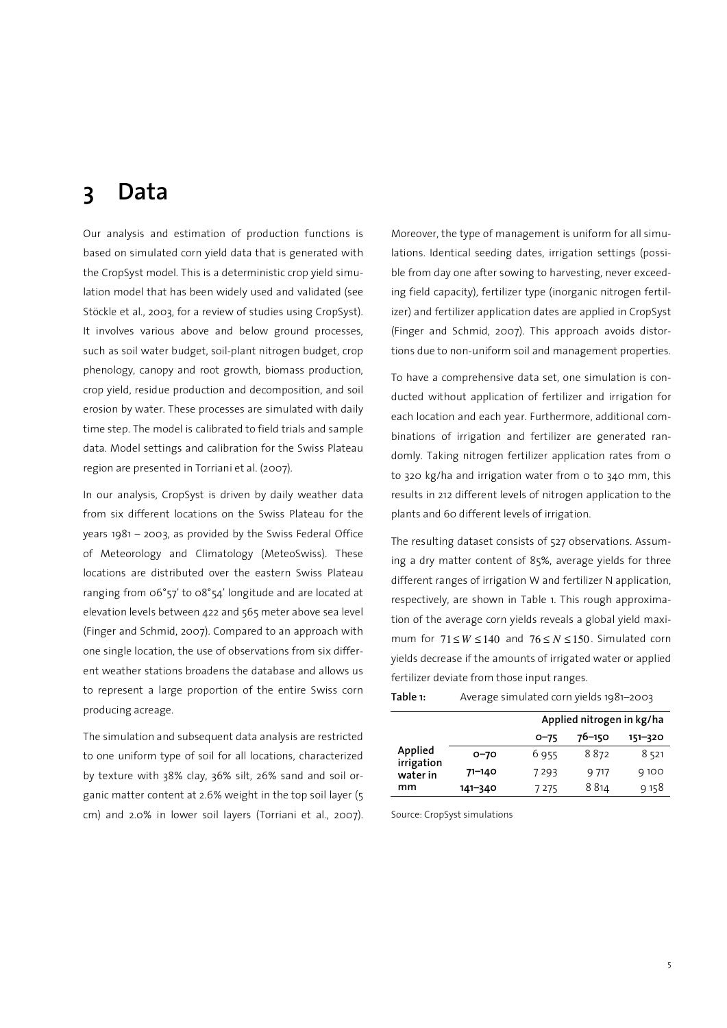# 3 Data

Our analysis and estimation of production functions is based on simulated corn yield data that is generated with the CropSyst model. This is a deterministic crop yield simulation model that has been widely used and validated (see Stöckle et al., 2003, for a review of studies using CropSyst). It involves various above and below ground processes, such as soil water budget, soil-plant nitrogen budget, crop phenology, canopy and root growth, biomass production, crop yield, residue production and decomposition, and soil erosion by water. These processes are simulated with daily time step. The model is calibrated to field trials and sample data. Model settings and calibration for the Swiss Plateau region are presented in Torriani et al. (2007).

In our analysis, CropSyst is driven by daily weather data from six different locations on the Swiss Plateau for the years 1981 – 2003, as provided by the Swiss Federal Office of Meteorology and Climatology (MeteoSwiss). These locations are distributed over the eastern Swiss Plateau ranging from 06°57' to 08°54' longitude and are located at elevation levels between 422 and 565 meter above sea level (Finger and Schmid, 2007). Compared to an approach with one single location, the use of observations from six different weather stations broadens the database and allows us to represent a large proportion of the entire Swiss corn producing acreage.

The simulation and subsequent data analysis are restricted to one uniform type of soil for all locations, characterized by texture with 38% clay, 36% silt, 26% sand and soil organic matter content at 2.6% weight in the top soil layer (5 cm) and 2.0% in lower soil layers (Torriani et al., 2007). Moreover, the type of management is uniform for all simulations. Identical seeding dates, irrigation settings (possible from day one after sowing to harvesting, never exceeding field capacity), fertilizer type (inorganic nitrogen fertilizer) and fertilizer application dates are applied in CropSyst (Finger and Schmid, 2007). This approach avoids distortions due to non-uniform soil and management properties.

To have a comprehensive data set, one simulation is conducted without application of fertilizer and irrigation for each location and each year. Furthermore, additional combinations of irrigation and fertilizer are generated randomly. Taking nitrogen fertilizer application rates from 0 to 320 kg/ha and irrigation water from 0 to 340 mm, this results in 212 different levels of nitrogen application to the plants and 60 different levels of irrigation.

The resulting dataset consists of 527 observations. Assuming a dry matter content of 85%, average yields for three different ranges of irrigation W and fertilizer N application, respectively, are shown in Table 1. This rough approximation of the average corn yields reveals a global yield maximum for $71 \leq W \leq 140$ and $76 \leq N \leq 150$. Simulated corn yields decrease if the amounts of irrigated water or applied fertilizer deviate from those input ranges.

**Table 1:** Average simulated corn yields 1981–2003

| | | Applied nitrogen in kg/ha | | |
|---|---|---|---|---|
| | | **0–75** | **76–150** | **151–320** |
| **Applied irrigation water in mm** | **0–70** | 6 955 | 8 872 | 8 521 |
| | **71–140** | 7 293 | 9 717 | 9 100 |
| | **141–340** | 7 275 | 8 814 | 9 158 |

Source: CropSyst simulations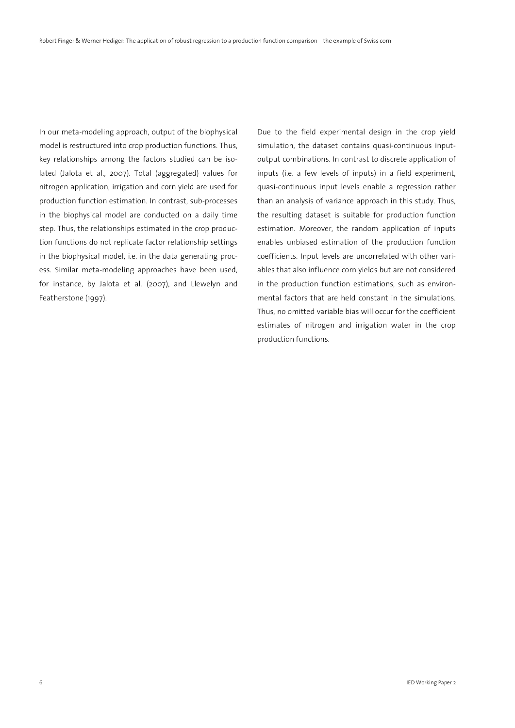In our meta-modeling approach, output of the biophysical model is restructured into crop production functions. Thus, key relationships among the factors studied can be isolated (Jalota et al., 2007). Total (aggregated) values for nitrogen application, irrigation and corn yield are used for production function estimation. In contrast, sub-processes in the biophysical model are conducted on a daily time step. Thus, the relationships estimated in the crop production functions do not replicate factor relationship settings in the biophysical model, i.e. in the data generating process. Similar meta-modeling approaches have been used, for instance, by Jalota et al. (2007), and Llewelyn and Featherstone (1997).

Due to the field experimental design in the crop yield simulation, the dataset contains quasi-continuous input-output combinations. In contrast to discrete application of inputs (i.e. a few levels of inputs) in a field experiment, quasi-continuous input levels enable a regression rather than an analysis of variance approach in this study. Thus, the resulting dataset is suitable for production function estimation. Moreover, the random application of inputs enables unbiased estimation of the production function coefficients. Input levels are uncorrelated with other variables that also influence corn yields but are not considered in the production function estimations, such as environmental factors that are held constant in the simulations. Thus, no omitted variable bias will occur for the coefficient estimates of nitrogen and irrigation water in the crop production functions.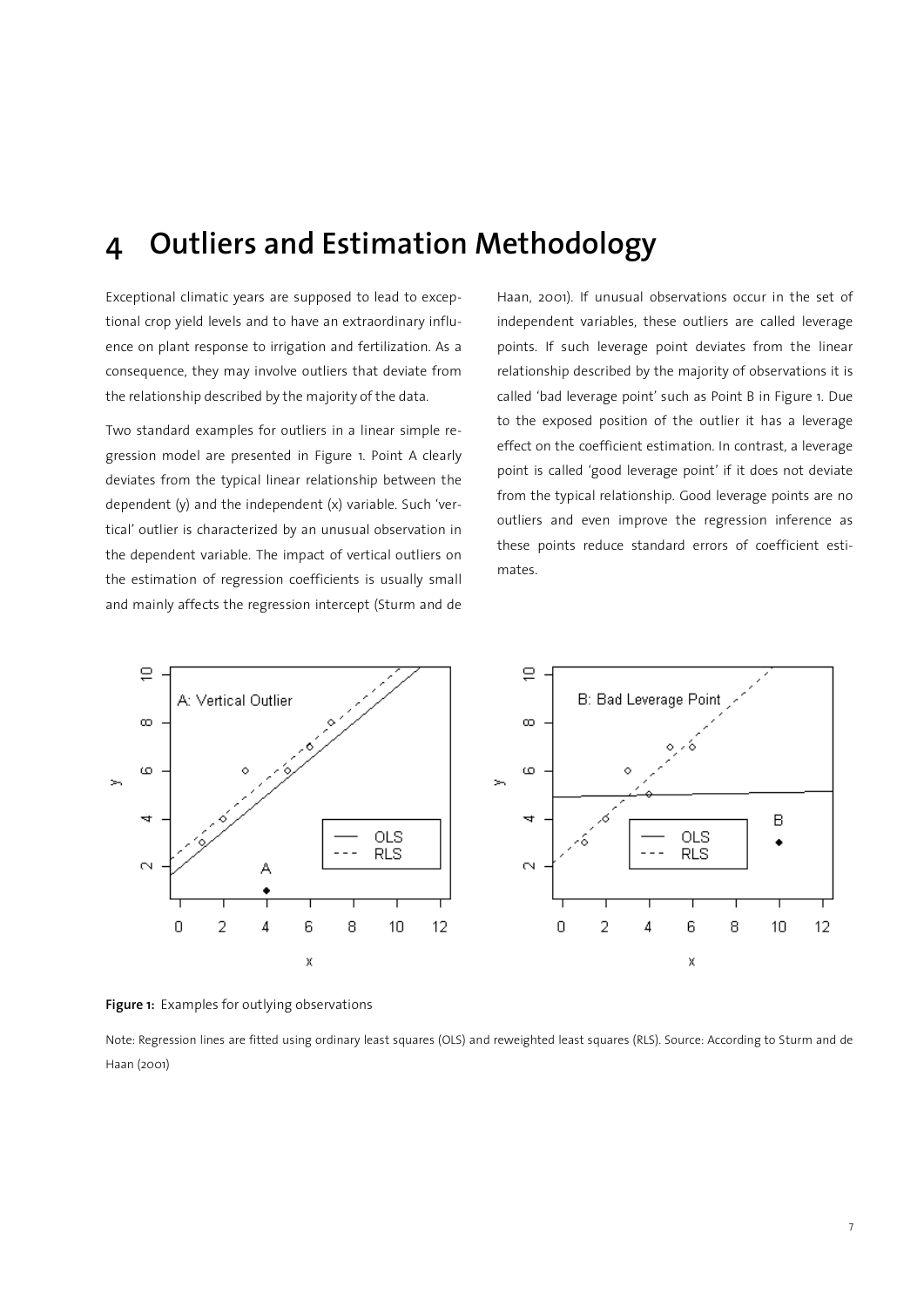# 4 Outliers and Estimation Methodology

Exceptional climatic years are supposed to lead to exceptional crop yield levels and to have an extraordinary influence on plant response to irrigation and fertilization. As a consequence, they may involve outliers that deviate from the relationship described by the majority of the data.

Two standard examples for outliers in a linear simple regression model are presented in Figure 1. Point A clearly deviates from the typical linear relationship between the dependent (y) and the independent (x) variable. Such 'vertical' outlier is characterized by an unusual observation in the dependent variable. The impact of vertical outliers on the estimation of regression coefficients is usually small and mainly affects the regression intercept (Sturm and de Haan, 2001). If unusual observations occur in the set of independent variables, these outliers are called leverage points. If such leverage point deviates from the linear relationship described by the majority of observations it is called 'bad leverage point' such as Point B in Figure 1. Due to the exposed position of the outlier it has a leverage effect on the coefficient estimation. In contrast, a leverage point is called 'good leverage point' if it does not deviate from the typical relationship. Good leverage points are no outliers and even improve the regression inference as these points reduce standard errors of coefficient estimates.

**Figure 1:** Examples for outlying observations

Note: Regression lines are fitted using ordinary least squares (OLS) and reweighted least squares (RLS). Source: According to Sturm and de Haan (2001)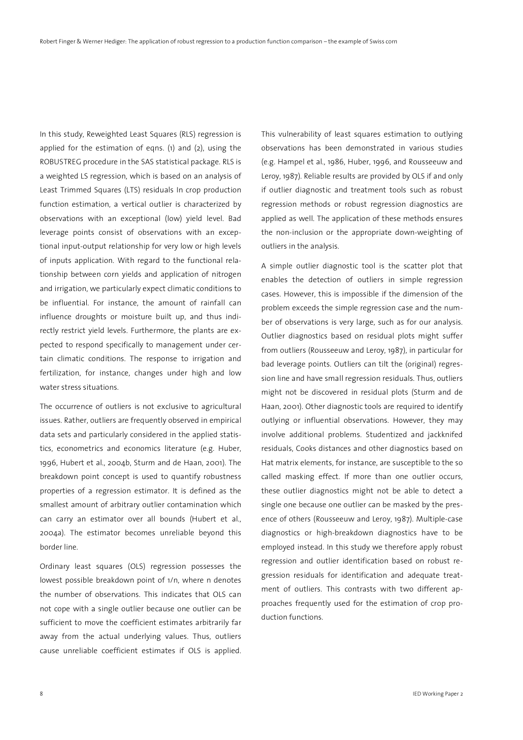In this study, Reweighted Least Squares (RLS) regression is applied for the estimation of eqns. (1) and (2), using the ROBUSTREG procedure in the SAS statistical package. RLS is a weighted LS regression, which is based on an analysis of Least Trimmed Squares (LTS) residuals In crop production function estimation, a vertical outlier is characterized by observations with an exceptional (low) yield level. Bad leverage points consist of observations with an exceptional input-output relationship for very low or high levels of inputs application. With regard to the functional relationship between corn yields and application of nitrogen and irrigation, we particularly expect climatic conditions to be influential. For instance, the amount of rainfall can influence droughts or moisture built up, and thus indirectly restrict yield levels. Furthermore, the plants are expected to respond specifically to management under certain climatic conditions. The response to irrigation and fertilization, for instance, changes under high and low water stress situations.

The occurrence of outliers is not exclusive to agricultural issues. Rather, outliers are frequently observed in empirical data sets and particularly considered in the applied statistics, econometrics and economics literature (e.g. Huber, 1996, Hubert et al., 2004b, Sturm and de Haan, 2001). The breakdown point concept is used to quantify robustness properties of a regression estimator. It is defined as the smallest amount of arbitrary outlier contamination which can carry an estimator over all bounds (Hubert et al., 2004a). The estimator becomes unreliable beyond this border line.

Ordinary least squares (OLS) regression possesses the lowest possible breakdown point of $1/n$, where $n$ denotes the number of observations. This indicates that OLS can not cope with a single outlier because one outlier can be sufficient to move the coefficient estimates arbitrarily far away from the actual underlying values. Thus, outliers cause unreliable coefficient estimates if OLS is applied. This vulnerability of least squares estimation to outlying observations has been demonstrated in various studies (e.g. Hampel et al., 1986, Huber, 1996, and Rousseeuw and Leroy, 1987). Reliable results are provided by OLS if and only if outlier diagnostic and treatment tools such as robust regression methods or robust regression diagnostics are applied as well. The application of these methods ensures the non-inclusion or the appropriate down-weighting of outliers in the analysis.

A simple outlier diagnostic tool is the scatter plot that enables the detection of outliers in simple regression cases. However, this is impossible if the dimension of the problem exceeds the simple regression case and the number of observations is very large, such as for our analysis. Outlier diagnostics based on residual plots might suffer from outliers (Rousseeuw and Leroy, 1987), in particular for bad leverage points. Outliers can tilt the (original) regression line and have small regression residuals. Thus, outliers might not be discovered in residual plots (Sturm and de Haan, 2001). Other diagnostic tools are required to identify outlying or influential observations. However, they may involve additional problems. Studentized and jackknifed residuals, Cooks distances and other diagnostics based on Hat matrix elements, for instance, are susceptible to the so called masking effect. If more than one outlier occurs, these outlier diagnostics might not be able to detect a single one because one outlier can be masked by the presence of others (Rousseeuw and Leroy, 1987). Multiple-case diagnostics or high-breakdown diagnostics have to be employed instead. In this study we therefore apply robust regression and outlier identification based on robust regression residuals for identification and adequate treatment of outliers. This contrasts with two different approaches frequently used for the estimation of crop production functions.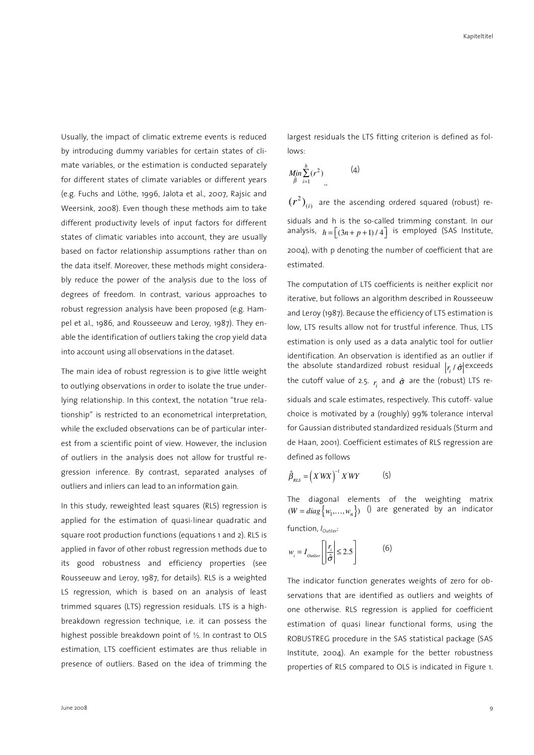Usually, the impact of climatic extreme events is reduced by introducing dummy variables for certain states of climate variables, or the estimation is conducted separately for different states of climate variables or different years (e.g. Fuchs and Löthe, 1996, Jalota et al., 2007, Rajsic and Weersink, 2008). Even though these methods aim to take different productivity levels of input factors for different states of climatic variables into account, they are usually based on factor relationship assumptions rather than on the data itself. Moreover, these methods might considerably reduce the power of the analysis due to the loss of degrees of freedom. In contrast, various approaches to robust regression analysis have been proposed (e.g. Hampel et al., 1986, and Rousseeuw and Leroy, 1987). They enable the identification of outliers taking the crop yield data into account using all observations in the dataset.

The main idea of robust regression is to give little weight to outlying observations in order to isolate the true underlying relationship. In this context, the notation "true relationship" is restricted to an econometrical interpretation, while the excluded observations can be of particular interest from a scientific point of view. However, the inclusion of outliers in the analysis does not allow for trustful regression inference. By contrast, separated analyses of outliers and inliers can lead to an information gain.

In this study, reweighted least squares (RLS) regression is applied for the estimation of quasi-linear quadratic and square root production functions (equations 1 and 2). RLS is applied in favor of other robust regression methods due to its good robustness and efficiency properties (see Rousseeuw and Leroy, 1987, for details). RLS is a weighted LS regression, which is based on an analysis of least trimmed squares (LTS) regression residuals. LTS is a high-breakdown regression technique, i.e. it can possess the highest possible breakdown point of ½. In contrast to OLS estimation, LTS coefficient estimates are thus reliable in presence of outliers. Based on the idea of trimming the largest residuals the LTS fitting criterion is defined as follows:

$$\underset{\hat{\beta}}{Min} \sum_{i=1}^{h} (r^2)_{i:n} \qquad (4)$$

$(r^2)_{(i)}$ are the ascending ordered squared (robust) residuals and h is the so-called trimming constant. In our analysis, $h = \left[(3n+p+1)/4\right]$ is employed (SAS Institute, 2004), with p denoting the number of coefficient that are estimated.

The computation of LTS coefficients is neither explicit nor iterative, but follows an algorithm described in Rousseeuw and Leroy (1987). Because the efficiency of LTS estimation is low, LTS results allow not for trustful inference. Thus, LTS estimation is only used as a data analytic tool for outlier identification. An observation is identified as an outlier if the absolute standardized robust residual $\left|r_i / \hat{\sigma}\right|$ exceeds the cutoff value of 2.5. $r_i$ and $\hat{\sigma}$ are the (robust) LTS residuals and scale estimates, respectively. This cutoff- value choice is motivated by a (roughly) 99% tolerance interval for Gaussian distributed standardized residuals (Sturm and de Haan, 2001). Coefficient estimates of RLS regression are defined as follows

$$\hat{\beta}_{RLS} = \left(X^{'}WX\right)^{-1} X^{'}WY \qquad (5)$$

The diagonal elements of the weighting matrix $(W = diag\{w_1, \ldots, w_n\})$ () are generated by an indicator function, $I_{Outlier}$:

$$w_i = I_{Outlier}\left[\left|\frac{r_i}{\hat{\sigma}}\right| \leq 2.5\right] \qquad (6)$$

The indicator function generates weights of zero for observations that are identified as outliers and weights of one otherwise. RLS regression is applied for coefficient estimation of quasi linear functional forms, using the ROBUSTREG procedure in the SAS statistical package (SAS Institute, 2004). An example for the better robustness properties of RLS compared to OLS is indicated in Figure 1.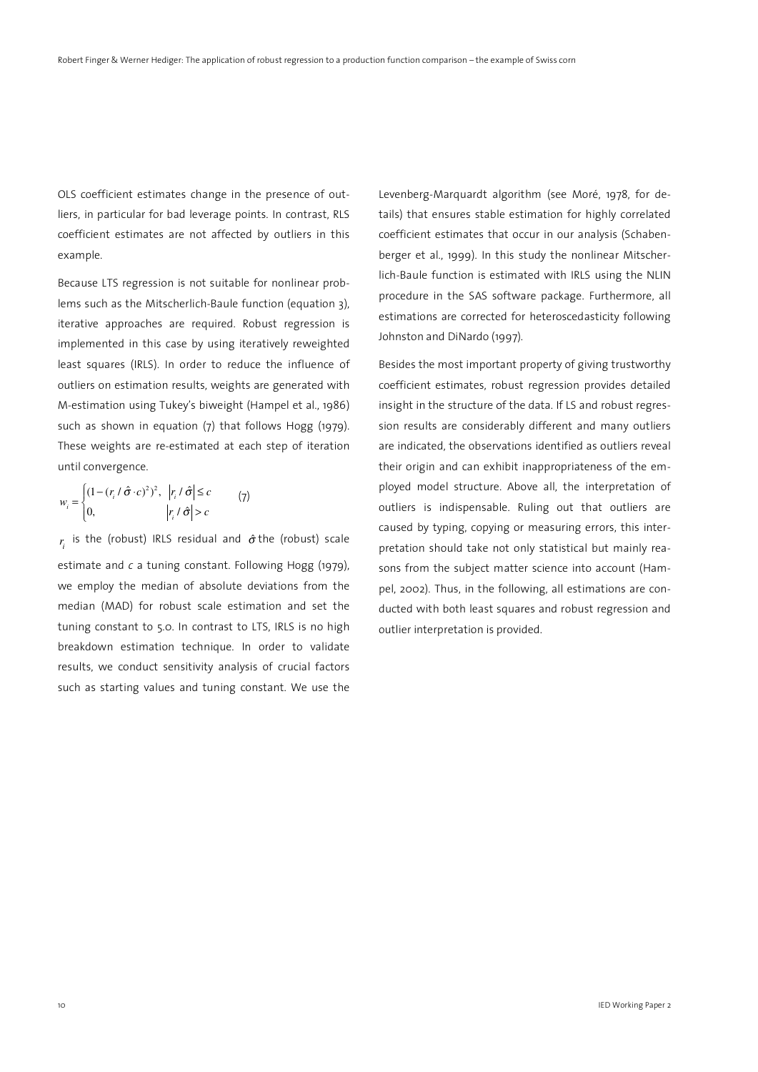OLS coefficient estimates change in the presence of outliers, in particular for bad leverage points. In contrast, RLS coefficient estimates are not affected by outliers in this example.

Because LTS regression is not suitable for nonlinear problems such as the Mitscherlich-Baule function (equation 3), iterative approaches are required. Robust regression is implemented in this case by using iteratively reweighted least squares (IRLS). In order to reduce the influence of outliers on estimation results, weights are generated with M-estimation using Tukey's biweight (Hampel et al., 1986) such as shown in equation (7) that follows Hogg (1979). These weights are re-estimated at each step of iteration until convergence.

$$w_i = \begin{cases} (1-(r_i/\hat{\sigma} \cdot c)^2)^2, & |r_i/\hat{\sigma}| \le c \\ 0, & |r_i/\hat{\sigma}| > c \end{cases} \qquad (7)$$

$r_i$ is the (robust) IRLS residual and $\hat{\sigma}$ the (robust) scale estimate and $c$ a tuning constant. Following Hogg (1979), we employ the median of absolute deviations from the median (MAD) for robust scale estimation and set the tuning constant to 5.0. In contrast to LTS, IRLS is no high breakdown estimation technique. In order to validate results, we conduct sensitivity analysis of crucial factors such as starting values and tuning constant. We use the Levenberg-Marquardt algorithm (see Moré, 1978, for details) that ensures stable estimation for highly correlated coefficient estimates that occur in our analysis (Schabenberger et al., 1999). In this study the nonlinear Mitscherlich-Baule function is estimated with IRLS using the NLIN procedure in the SAS software package. Furthermore, all estimations are corrected for heteroscedasticity following Johnston and DiNardo (1997).

Besides the most important property of giving trustworthy coefficient estimates, robust regression provides detailed insight in the structure of the data. If LS and robust regression results are considerably different and many outliers are indicated, the observations identified as outliers reveal their origin and can exhibit inappropriateness of the employed model structure. Above all, the interpretation of outliers is indispensable. Ruling out that outliers are caused by typing, copying or measuring errors, this interpretation should take not only statistical but mainly reasons from the subject matter science into account (Hampel, 2002). Thus, in the following, all estimations are conducted with both least squares and robust regression and outlier interpretation is provided.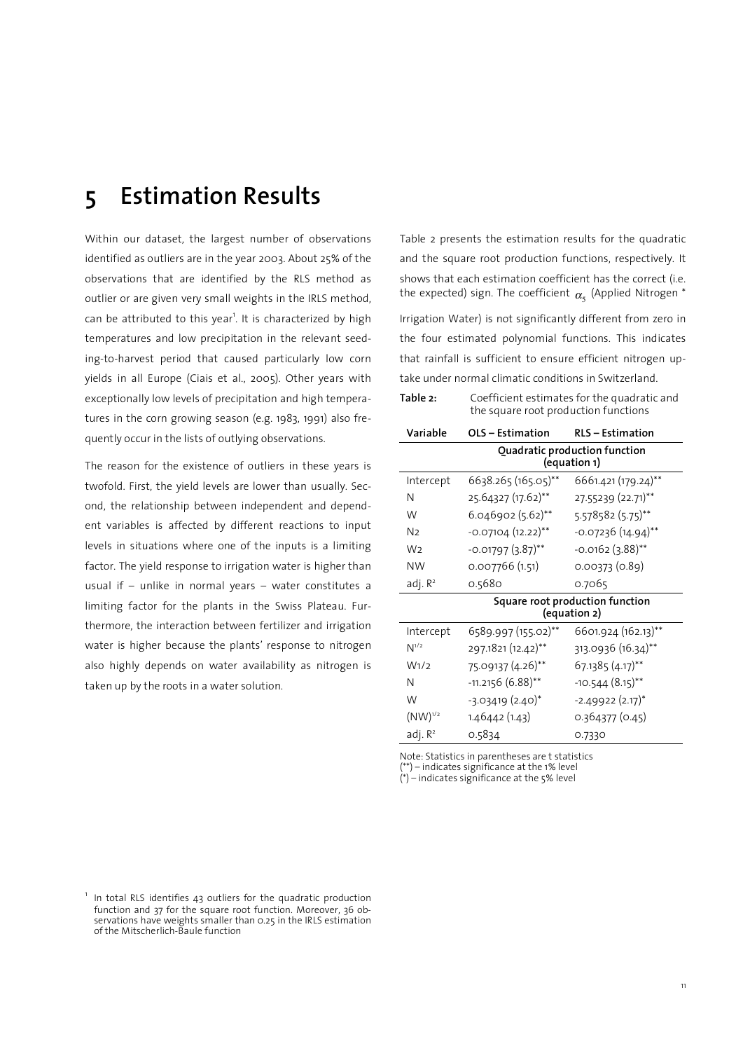# 5 Estimation Results

Within our dataset, the largest number of observations identified as outliers are in the year 2003. About 25% of the observations that are identified by the RLS method as outlier or are given very small weights in the IRLS method, can be attributed to this year[1]. It is characterized by high temperatures and low precipitation in the relevant seeding-to-harvest period that caused particularly low corn yields in all Europe (Ciais et al., 2005). Other years with exceptionally low levels of precipitation and high temperatures in the corn growing season (e.g. 1983, 1991) also frequently occur in the lists of outlying observations.

The reason for the existence of outliers in these years is twofold. First, the yield levels are lower than usually. Second, the relationship between independent and dependent variables is affected by different reactions to input levels in situations where one of the inputs is a limiting factor. The yield response to irrigation water is higher than usual if – unlike in normal years – water constitutes a limiting factor for the plants in the Swiss Plateau. Furthermore, the interaction between fertilizer and irrigation water is higher because the plants' response to nitrogen also highly depends on water availability as nitrogen is taken up by the roots in a water solution.

Table 2 presents the estimation results for the quadratic and the square root production functions, respectively. It shows that each estimation coefficient has the correct (i.e. the expected) sign. The coefficient $\alpha_5$ (Applied Nitrogen * Irrigation Water) is not significantly different from zero in the four estimated polynomial functions. This indicates that rainfall is sufficient to ensure efficient nitrogen uptake under normal climatic conditions in Switzerland.

**Table 2:** Coefficient estimates for the quadratic and the square root production functions

| Variable | OLS – Estimation | RLS – Estimation |
|---|---|---|
| | **Quadratic production function (equation 1)** | |
| Intercept | 6638.265 (165.05)** | 6661.421 (179.24)** |
| N | 25.64327 (17.62)** | 27.55239 (22.71)** |
| W | 6.046902 (5.62)** | 5.578582 (5.75)** |
| N2 | -0.07104 (12.22)** | -0.07236 (14.94)** |
| W2 | -0.01797 (3.87)** | -0.0162 (3.88)** |
| NW | 0.007766 (1.51) | 0.00373 (0.89) |
| adj. $R^2$ | 0.5680 | 0.7065 |
| | **Square root production function (equation 2)** | |
| Intercept | 6589.997 (155.02)** | 6601.924 (162.13)** |
| $N^{1/2}$ | 297.1821 (12.42)** | 313.0936 (16.34)** |
| W1/2 | 75.09137 (4.26)** | 67.1385 (4.17)** |
| N | -11.2156 (6.88)** | -10.544 (8.15)** |
| W | -3.03419 (2.40)* | -2.49922 (2.17)* |
| $(NW)^{1/2}$ | 1.46442 (1.43) | 0.364377 (0.45) |
| adj. $R^2$ | 0.5834 | 0.7330 |

Note: Statistics in parentheses are t statistics
(**) – indicates significance at the 1% level
(*) – indicates significance at the 5% level

[1] In total RLS identifies 43 outliers for the quadratic production function and 37 for the square root function. Moreover, 36 observations have weights smaller than 0.25 in the IRLS estimation of the Mitscherlich-Baule function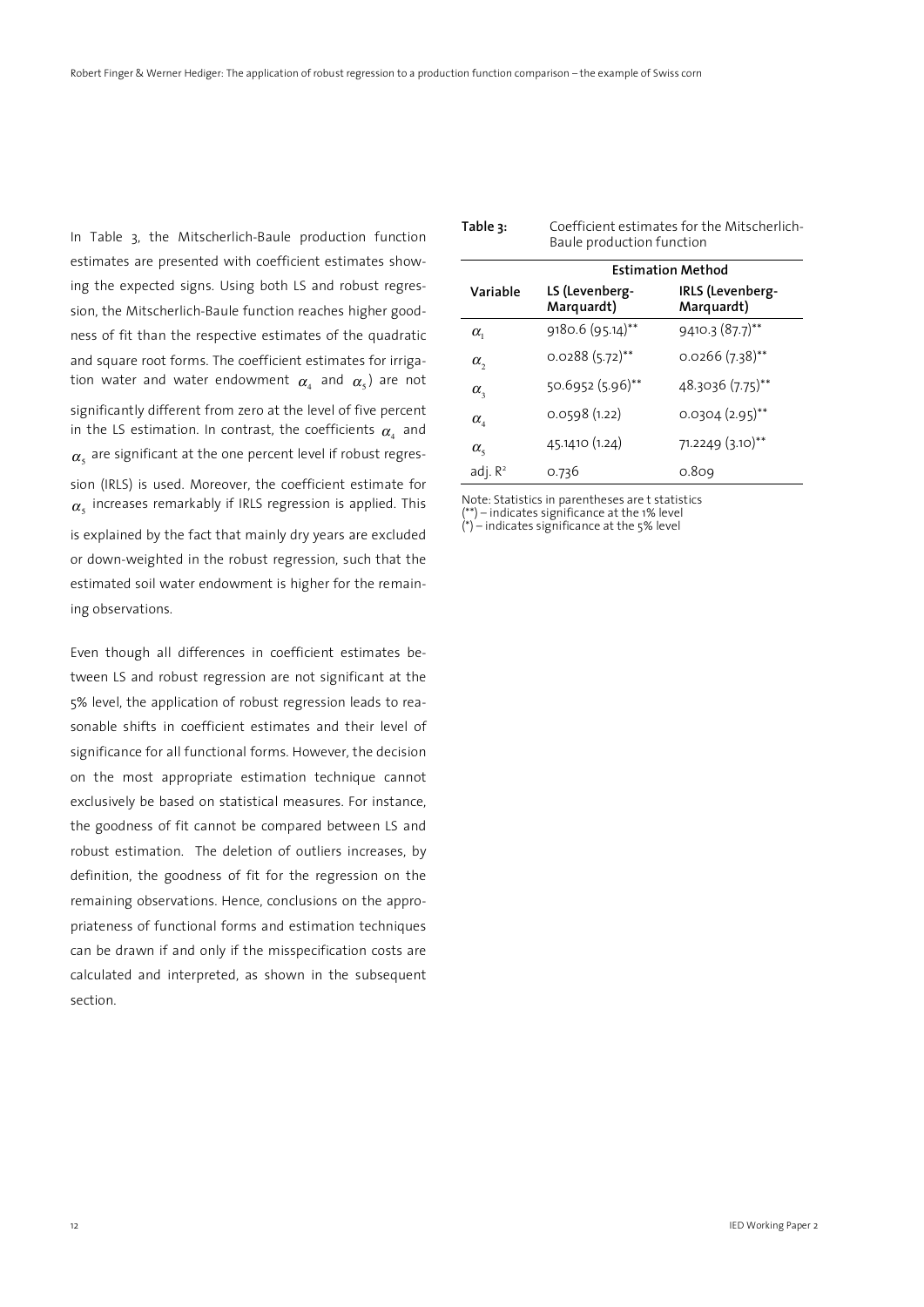In Table 3, the Mitscherlich-Baule production function estimates are presented with coefficient estimates showing the expected signs. Using both LS and robust regression, the Mitscherlich-Baule function reaches higher goodness of fit than the respective estimates of the quadratic and square root forms. The coefficient estimates for irrigation water and water endowment $\alpha_4$ and $\alpha_5$) are not significantly different from zero at the level of five percent in the LS estimation. In contrast, the coefficients $\alpha_4$ and $\alpha_5$ are significant at the one percent level if robust regression (IRLS) is used. Moreover, the coefficient estimate for $\alpha_5$ increases remarkably if IRLS regression is applied. This is explained by the fact that mainly dry years are excluded or down-weighted in the robust regression, such that the estimated soil water endowment is higher for the remaining observations.

Even though all differences in coefficient estimates between LS and robust regression are not significant at the 5% level, the application of robust regression leads to reasonable shifts in coefficient estimates and their level of significance for all functional forms. However, the decision on the most appropriate estimation technique cannot exclusively be based on statistical measures. For instance, the goodness of fit cannot be compared between LS and robust estimation. The deletion of outliers increases, by definition, the goodness of fit for the regression on the remaining observations. Hence, conclusions on the appropriateness of functional forms and estimation techniques can be drawn if and only if the misspecification costs are calculated and interpreted, as shown in the subsequent section.

**Table 3:** Coefficient estimates for the Mitscherlich-Baule production function

| | Estimation Method | |
|---|---|---|
| **Variable** | **LS (Levenberg-Marquardt)** | **IRLS (Levenberg-Marquardt)** |
| $\alpha_1$ | 9180.6 (95.14)** | 9410.3 (87.7)** |
| $\alpha_2$ | 0.0288 (5.72)** | 0.0266 (7.38)** |
| $\alpha_3$ | 50.6952 (5.96)** | 48.3036 (7.75)** |
| $\alpha_4$ | 0.0598 (1.22) | 0.0304 (2.95)** |
| $\alpha_5$ | 45.1410 (1.24) | 71.2249 (3.10)** |
| adj. $R^2$ | 0.736 | 0.809 |

Note: Statistics in parentheses are t statistics
(**) – indicates significance at the 1% level
(*) – indicates significance at the 5% level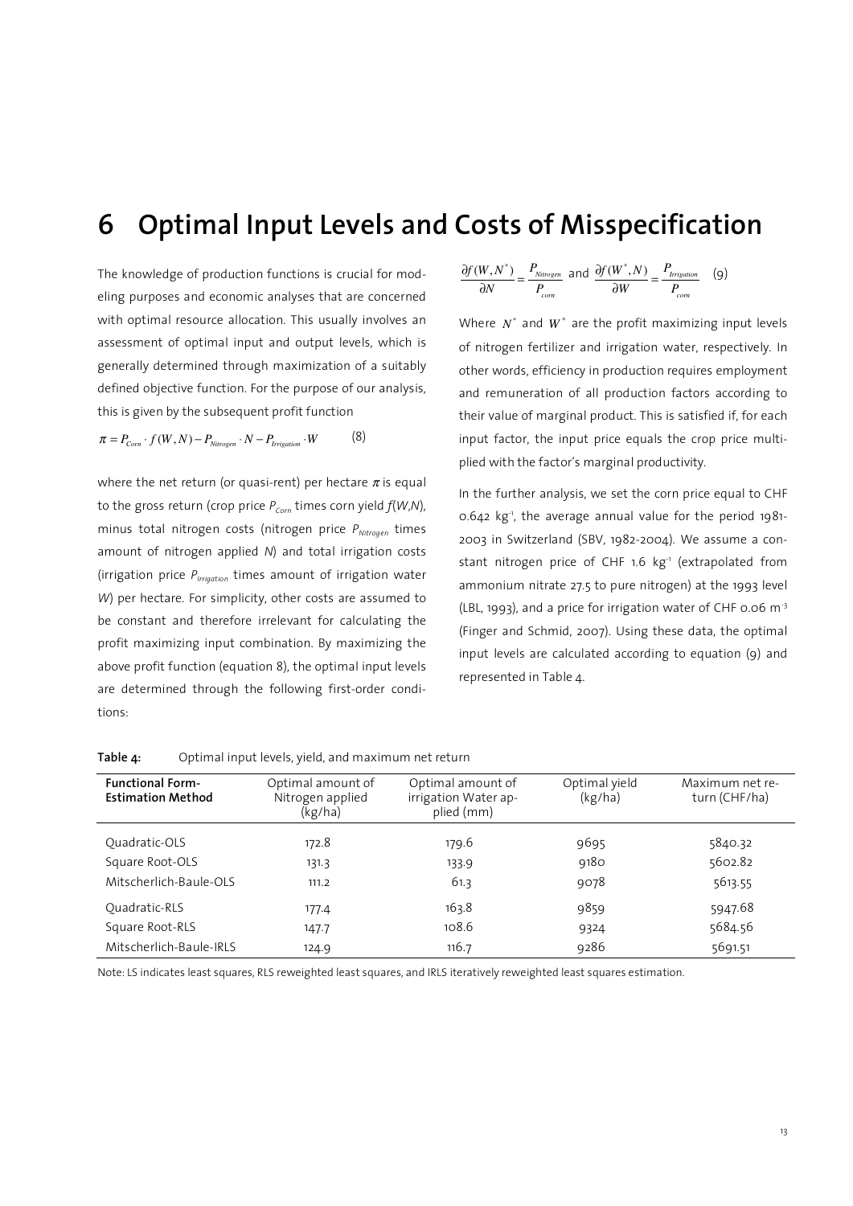# 6 Optimal Input Levels and Costs of Misspecification

The knowledge of production functions is crucial for modeling purposes and economic analyses that are concerned with optimal resource allocation. This usually involves an assessment of optimal input and output levels, which is generally determined through maximization of a suitably defined objective function. For the purpose of our analysis, this is given by the subsequent profit function

$$\pi = P_{Corn} \cdot f(W,N) - P_{Nitrogen} \cdot N - P_{Irrigation} \cdot W \qquad (8)$$

where the net return (or quasi-rent) per hectare $\pi$ is equal to the gross return (crop price $P_{Corn}$ times corn yield $f(W,N)$, minus total nitrogen costs (nitrogen price $P_{Nitrogen}$ times amount of nitrogen applied $N$) and total irrigation costs (irrigation price $P_{Irrigation}$ times amount of irrigation water $W$) per hectare. For simplicity, other costs are assumed to be constant and therefore irrelevant for calculating the profit maximizing input combination. By maximizing the above profit function (equation 8), the optimal input levels are determined through the following first-order conditions:

$$\frac{\partial f(W,N^*)}{\partial N} = \frac{P_{Nitrogen}}{P_{corn}} \text{ and } \frac{\partial f(W^*,N)}{\partial W} = \frac{P_{Irrigation}}{P_{corn}} \qquad (9)$$

Where $N^*$ and $W^*$ are the profit maximizing input levels of nitrogen fertilizer and irrigation water, respectively. In other words, efficiency in production requires employment and remuneration of all production factors according to their value of marginal product. This is satisfied if, for each input factor, the input price equals the crop price multiplied with the factor's marginal productivity.

In the further analysis, we set the corn price equal to CHF 0.642 kg$^{-1}$, the average annual value for the period 1981-2003 in Switzerland (SBV, 1982-2004). We assume a constant nitrogen price of CHF 1.6 kg$^{-1}$ (extrapolated from ammonium nitrate 27.5 to pure nitrogen) at the 1993 level (LBL, 1993), and a price for irrigation water of CHF 0.06 m$^{-3}$ (Finger and Schmid, 2007). Using these data, the optimal input levels are calculated according to equation (9) and represented in Table 4.

**Table 4:** Optimal input levels, yield, and maximum net return

| Functional Form-Estimation Method | Optimal amount of Nitrogen applied (kg/ha) | Optimal amount of irrigation Water applied (mm) | Optimal yield (kg/ha) | Maximum net return (CHF/ha) |
|---|---|---|---|---|
| Quadratic-OLS | 172.8 | 179.6 | 9695 | 5840.32 |
| Square Root-OLS | 131.3 | 133.9 | 9180 | 5602.82 |
| Mitscherlich-Baule-OLS | 111.2 | 61.3 | 9078 | 5613.55 |
| Quadratic-RLS | 177.4 | 163.8 | 9859 | 5947.68 |
| Square Root-RLS | 147.7 | 108.6 | 9324 | 5684.56 |
| Mitscherlich-Baule-IRLS | 124.9 | 116.7 | 9286 | 5691.51 |

Note: LS indicates least squares, RLS reweighted least squares, and IRLS iteratively reweighted least squares estimation.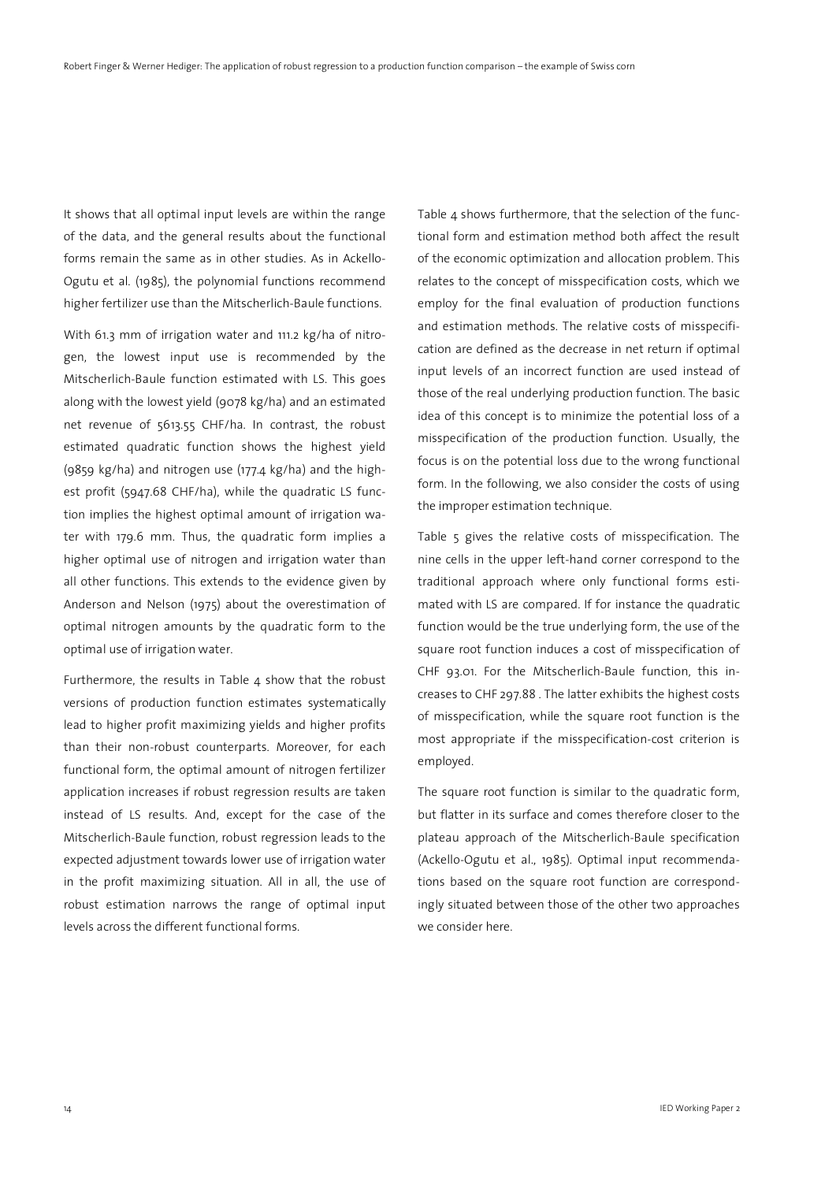It shows that all optimal input levels are within the range of the data, and the general results about the functional forms remain the same as in other studies. As in Ackello-Ogutu et al. (1985), the polynomial functions recommend higher fertilizer use than the Mitscherlich-Baule functions.

With 61.3 mm of irrigation water and 111.2 kg/ha of nitrogen, the lowest input use is recommended by the Mitscherlich-Baule function estimated with LS. This goes along with the lowest yield (9078 kg/ha) and an estimated net revenue of 5613.55 CHF/ha. In contrast, the robust estimated quadratic function shows the highest yield (9859 kg/ha) and nitrogen use (177.4 kg/ha) and the highest profit (5947.68 CHF/ha), while the quadratic LS function implies the highest optimal amount of irrigation water with 179.6 mm. Thus, the quadratic form implies a higher optimal use of nitrogen and irrigation water than all other functions. This extends to the evidence given by Anderson and Nelson (1975) about the overestimation of optimal nitrogen amounts by the quadratic form to the optimal use of irrigation water.

Furthermore, the results in Table 4 show that the robust versions of production function estimates systematically lead to higher profit maximizing yields and higher profits than their non-robust counterparts. Moreover, for each functional form, the optimal amount of nitrogen fertilizer application increases if robust regression results are taken instead of LS results. And, except for the case of the Mitscherlich-Baule function, robust regression leads to the expected adjustment towards lower use of irrigation water in the profit maximizing situation. All in all, the use of robust estimation narrows the range of optimal input levels across the different functional forms.

Table 4 shows furthermore, that the selection of the functional form and estimation method both affect the result of the economic optimization and allocation problem. This relates to the concept of misspecification costs, which we employ for the final evaluation of production functions and estimation methods. The relative costs of misspecification are defined as the decrease in net return if optimal input levels of an incorrect function are used instead of those of the real underlying production function. The basic idea of this concept is to minimize the potential loss of a misspecification of the production function. Usually, the focus is on the potential loss due to the wrong functional form. In the following, we also consider the costs of using the improper estimation technique.

Table 5 gives the relative costs of misspecification. The nine cells in the upper left-hand corner correspond to the traditional approach where only functional forms estimated with LS are compared. If for instance the quadratic function would be the true underlying form, the use of the square root function induces a cost of misspecification of CHF 93.01. For the Mitscherlich-Baule function, this increases to CHF 297.88 . The latter exhibits the highest costs of misspecification, while the square root function is the most appropriate if the misspecification-cost criterion is employed.

The square root function is similar to the quadratic form, but flatter in its surface and comes therefore closer to the plateau approach of the Mitscherlich-Baule specification (Ackello-Ogutu et al., 1985). Optimal input recommendations based on the square root function are correspondingly situated between those of the other two approaches we consider here.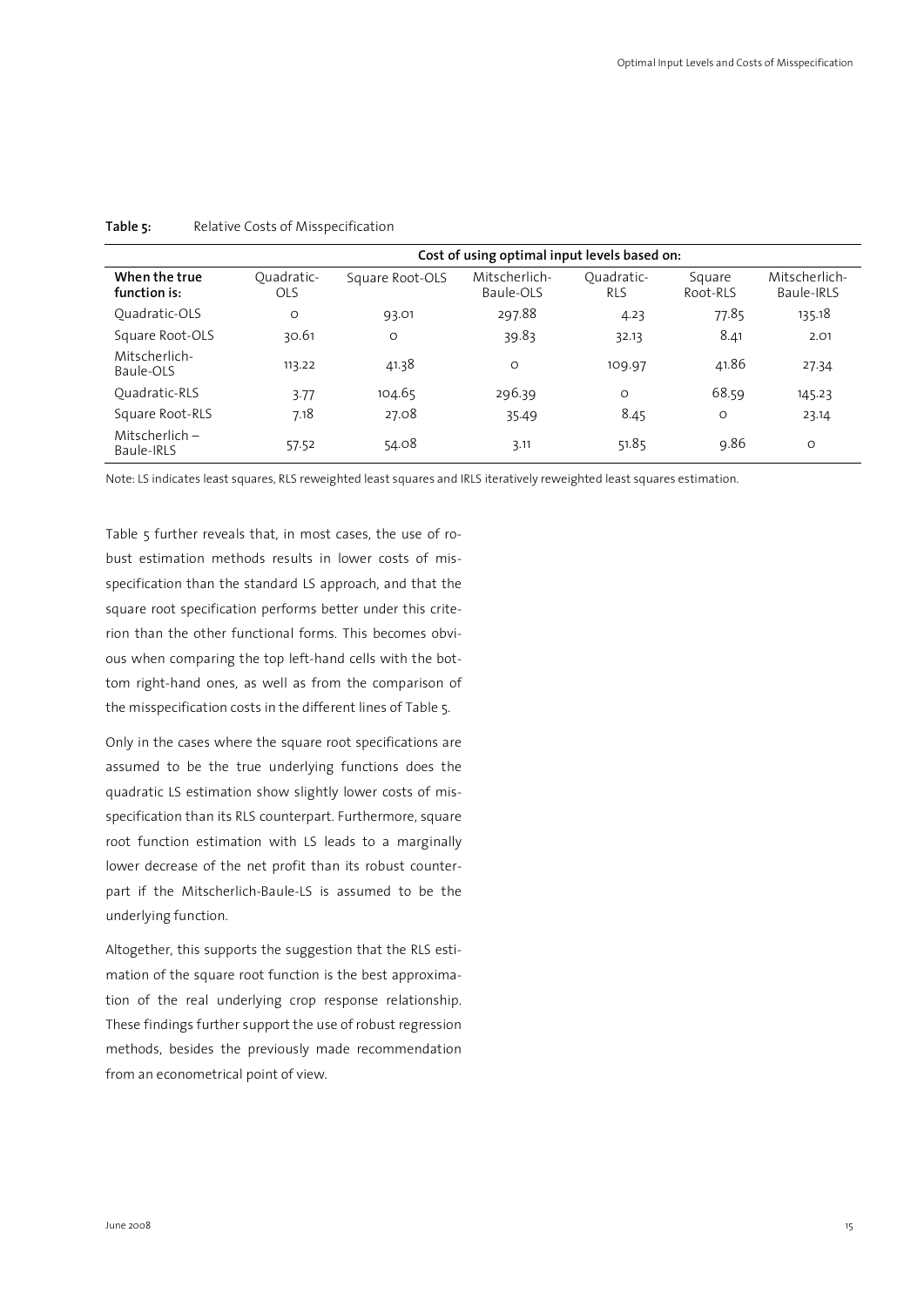**Table 5:** Relative Costs of Misspecification

| When the true function is: | Cost of using optimal input levels based on: | | | | | |
|---|---|---|---|---|---|---|
| | Quadratic-OLS | Square Root-OLS | Mitscherlich-Baule-OLS | Quadratic-RLS | Square Root-RLS | Mitscherlich-Baule-IRLS |
| Quadratic-OLS | 0 | 93.01 | 297.88 | 4.23 | 77.85 | 135.18 |
| Square Root-OLS | 30.61 | 0 | 39.83 | 32.13 | 8.41 | 2.01 |
| Mitscherlich-Baule-OLS | 113.22 | 41.38 | 0 | 109.97 | 41.86 | 27.34 |
| Quadratic-RLS | 3.77 | 104.65 | 296.39 | 0 | 68.59 | 145.23 |
| Square Root-RLS | 7.18 | 27.08 | 35.49 | 8.45 | 0 | 23.14 |
| Mitscherlich – Baule-IRLS | 57.52 | 54.08 | 3.11 | 51.85 | 9.86 | 0 |

Note: LS indicates least squares, RLS reweighted least squares and IRLS iteratively reweighted least squares estimation.

Table 5 further reveals that, in most cases, the use of robust estimation methods results in lower costs of misspecification than the standard LS approach, and that the square root specification performs better under this criterion than the other functional forms. This becomes obvious when comparing the top left-hand cells with the bottom right-hand ones, as well as from the comparison of the misspecification costs in the different lines of Table 5.

Only in the cases where the square root specifications are assumed to be the true underlying functions does the quadratic LS estimation show slightly lower costs of misspecification than its RLS counterpart. Furthermore, square root function estimation with LS leads to a marginally lower decrease of the net profit than its robust counterpart if the Mitscherlich-Baule-LS is assumed to be the underlying function.

Altogether, this supports the suggestion that the RLS estimation of the square root function is the best approximation of the real underlying crop response relationship. These findings further support the use of robust regression methods, besides the previously made recommendation from an econometrical point of view.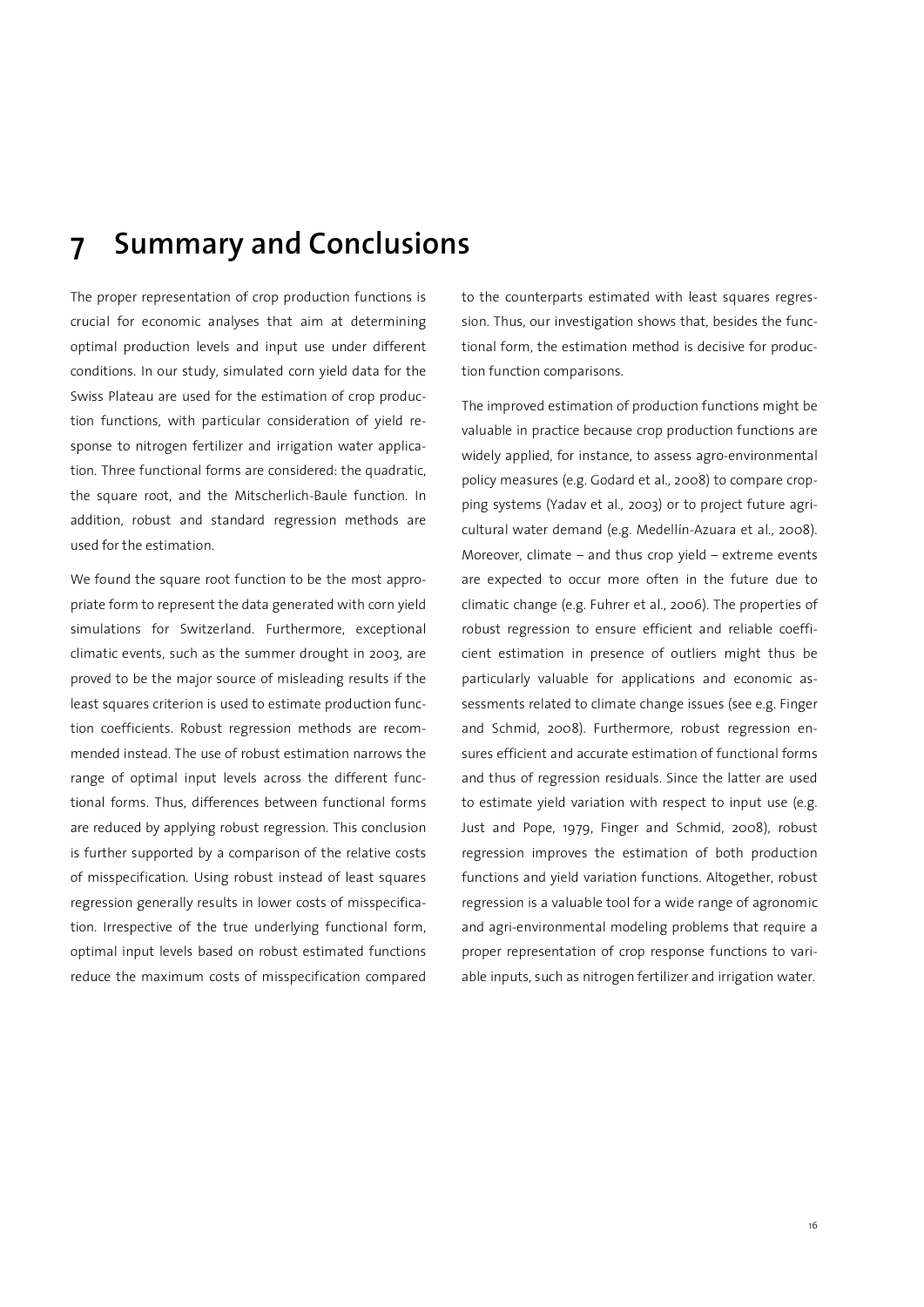# 7 Summary and Conclusions

The proper representation of crop production functions is crucial for economic analyses that aim at determining optimal production levels and input use under different conditions. In our study, simulated corn yield data for the Swiss Plateau are used for the estimation of crop production functions, with particular consideration of yield response to nitrogen fertilizer and irrigation water application. Three functional forms are considered: the quadratic, the square root, and the Mitscherlich-Baule function. In addition, robust and standard regression methods are used for the estimation.

We found the square root function to be the most appropriate form to represent the data generated with corn yield simulations for Switzerland. Furthermore, exceptional climatic events, such as the summer drought in 2003, are proved to be the major source of misleading results if the least squares criterion is used to estimate production function coefficients. Robust regression methods are recommended instead. The use of robust estimation narrows the range of optimal input levels across the different functional forms. Thus, differences between functional forms are reduced by applying robust regression. This conclusion is further supported by a comparison of the relative costs of misspecification. Using robust instead of least squares regression generally results in lower costs of misspecification. Irrespective of the true underlying functional form, optimal input levels based on robust estimated functions reduce the maximum costs of misspecification compared to the counterparts estimated with least squares regression. Thus, our investigation shows that, besides the functional form, the estimation method is decisive for production function comparisons.

The improved estimation of production functions might be valuable in practice because crop production functions are widely applied, for instance, to assess agro-environmental policy measures (e.g. Godard et al., 2008) to compare cropping systems (Yadav et al., 2003) or to project future agricultural water demand (e.g. Medellín-Azuara et al., 2008). Moreover, climate – and thus crop yield – extreme events are expected to occur more often in the future due to climatic change (e.g. Fuhrer et al., 2006). The properties of robust regression to ensure efficient and reliable coefficient estimation in presence of outliers might thus be particularly valuable for applications and economic assessments related to climate change issues (see e.g. Finger and Schmid, 2008). Furthermore, robust regression ensures efficient and accurate estimation of functional forms and thus of regression residuals. Since the latter are used to estimate yield variation with respect to input use (e.g. Just and Pope, 1979, Finger and Schmid, 2008), robust regression improves the estimation of both production functions and yield variation functions. Altogether, robust regression is a valuable tool for a wide range of agronomic and agri-environmental modeling problems that require a proper representation of crop response functions to variable inputs, such as nitrogen fertilizer and irrigation water.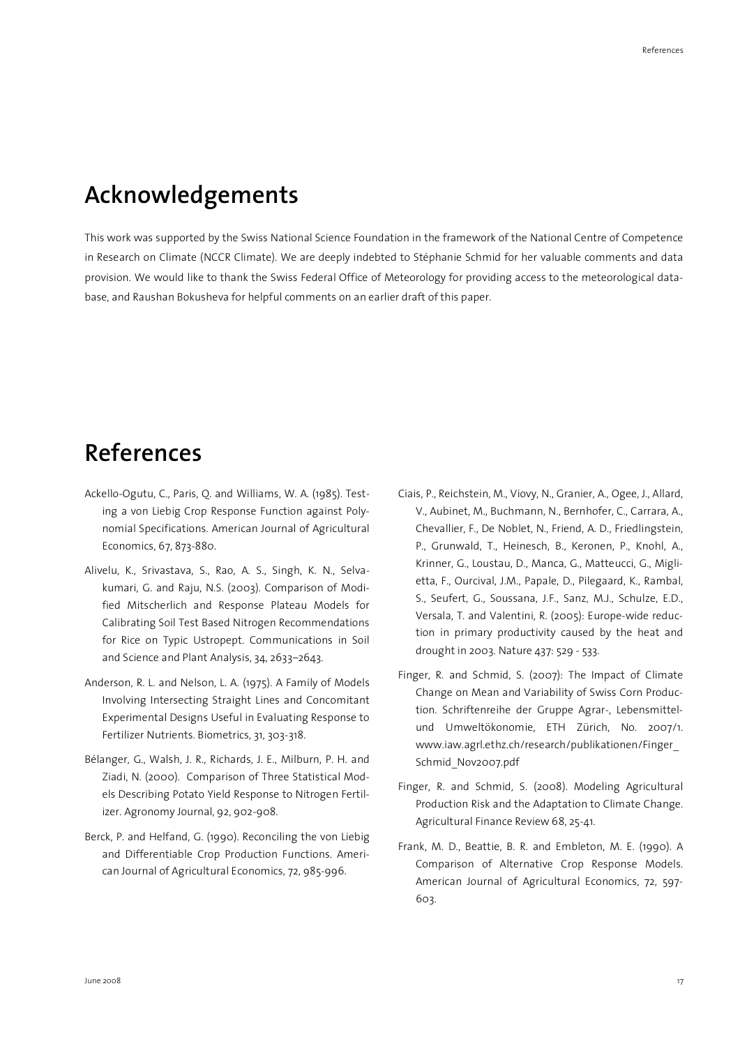# Acknowledgements

This work was supported by the Swiss National Science Foundation in the framework of the National Centre of Competence in Research on Climate (NCCR Climate). We are deeply indebted to Stéphanie Schmid for her valuable comments and data provision. We would like to thank the Swiss Federal Office of Meteorology for providing access to the meteorological database, and Raushan Bokusheva for helpful comments on an earlier draft of this paper.

# References

Ackello-Ogutu, C., Paris, Q. and Williams, W. A. (1985). Testing a von Liebig Crop Response Function against Polynomial Specifications. American Journal of Agricultural Economics, 67, 873-880.

Alivelu, K., Srivastava, S., Rao, A. S., Singh, K. N., Selvakumari, G. and Raju, N.S. (2003). Comparison of Modified Mitscherlich and Response Plateau Models for Calibrating Soil Test Based Nitrogen Recommendations for Rice on Typic Ustropept. Communications in Soil and Science and Plant Analysis, 34, 2633–2643.

Anderson, R. L. and Nelson, L. A. (1975). A Family of Models Involving Intersecting Straight Lines and Concomitant Experimental Designs Useful in Evaluating Response to Fertilizer Nutrients. Biometrics, 31, 303-318.

Bélanger, G., Walsh, J. R., Richards, J. E., Milburn, P. H. and Ziadi, N. (2000). Comparison of Three Statistical Models Describing Potato Yield Response to Nitrogen Fertilizer. Agronomy Journal, 92, 902-908.

Berck, P. and Helfand, G. (1990). Reconciling the von Liebig and Differentiable Crop Production Functions. American Journal of Agricultural Economics, 72, 985-996.

Ciais, P., Reichstein, M., Viovy, N., Granier, A., Ogee, J., Allard, V., Aubinet, M., Buchmann, N., Bernhofer, C., Carrara, A., Chevallier, F., De Noblet, N., Friend, A. D., Friedlingstein, P., Grunwald, T., Heinesch, B., Keronen, P., Knohl, A., Krinner, G., Loustau, D., Manca, G., Matteucci, G., Miglietta, F., Ourcival, J.M., Papale, D., Pilegaard, K., Rambal, S., Seufert, G., Soussana, J.F., Sanz, M.J., Schulze, E.D., Versala, T. and Valentini, R. (2005): Europe-wide reduction in primary productivity caused by the heat and drought in 2003. Nature 437: 529 - 533.

Finger, R. and Schmid, S. (2007): The Impact of Climate Change on Mean and Variability of Swiss Corn Production. Schriftenreihe der Gruppe Agrar-, Lebensmittel- und Umweltökonomie, ETH Zürich, No. 2007/1. www.iaw.agrl.ethz.ch/research/publikationen/Finger_Schmid_Nov2007.pdf

Finger, R. and Schmid, S. (2008). Modeling Agricultural Production Risk and the Adaptation to Climate Change. Agricultural Finance Review 68, 25-41.

Frank, M. D., Beattie, B. R. and Embleton, M. E. (1990). A Comparison of Alternative Crop Response Models. American Journal of Agricultural Economics, 72, 597-603.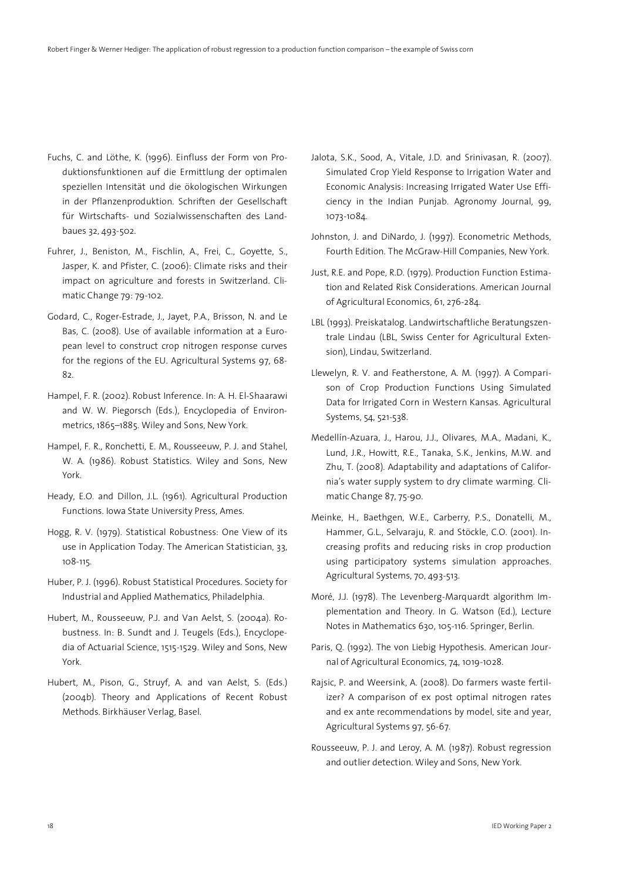Fuchs, C. and Löthe, K. (1996). Einfluss der Form von Produktionsfunktionen auf die Ermittlung der optimalen speziellen Intensität und die ökologischen Wirkungen in der Pflanzenproduktion. Schriften der Gesellschaft für Wirtschafts- und Sozialwissenschaften des Landbaues 32, 493-502.

Fuhrer, J., Beniston, M., Fischlin, A., Frei, C., Goyette, S., Jasper, K. and Pfister, C. (2006): Climate risks and their impact on agriculture and forests in Switzerland. Climatic Change 79: 79-102.

Godard, C., Roger-Estrade, J., Jayet, P.A., Brisson, N. and Le Bas, C. (2008). Use of available information at a European level to construct crop nitrogen response curves for the regions of the EU. Agricultural Systems 97, 68-82.

Hampel, F. R. (2002). Robust Inference. In: A. H. El-Shaarawi and W. W. Piegorsch (Eds.), Encyclopedia of Environmetrics, 1865–1885. Wiley and Sons, New York.

Hampel, F. R., Ronchetti, E. M., Rousseeuw, P. J. and Stahel, W. A. (1986). Robust Statistics. Wiley and Sons, New York.

Heady, E.O. and Dillon, J.L. (1961). Agricultural Production Functions. Iowa State University Press, Ames.

Hogg, R. V. (1979). Statistical Robustness: One View of its use in Application Today. The American Statistician, 33, 108-115.

Huber, P. J. (1996). Robust Statistical Procedures. Society for Industrial and Applied Mathematics, Philadelphia.

Hubert, M., Rousseeuw, P.J. and Van Aelst, S. (2004a). Robustness. In: B. Sundt and J. Teugels (Eds.), Encyclopedia of Actuarial Science, 1515-1529. Wiley and Sons, New York.

Hubert, M., Pison, G., Struyf, A. and van Aelst, S. (Eds.) (2004b). Theory and Applications of Recent Robust Methods. Birkhäuser Verlag, Basel.

Jalota, S.K., Sood, A., Vitale, J.D. and Srinivasan, R. (2007). Simulated Crop Yield Response to Irrigation Water and Economic Analysis: Increasing Irrigated Water Use Efficiency in the Indian Punjab. Agronomy Journal, 99, 1073-1084.

Johnston, J. and DiNardo, J. (1997). Econometric Methods, Fourth Edition. The McGraw-Hill Companies, New York.

Just, R.E. and Pope, R.D. (1979). Production Function Estimation and Related Risk Considerations. American Journal of Agricultural Economics, 61, 276-284.

LBL (1993). Preiskatalog. Landwirtschaftliche Beratungszentrale Lindau (LBL, Swiss Center for Agricultural Extension), Lindau, Switzerland.

Llewelyn, R. V. and Featherstone, A. M. (1997). A Comparison of Crop Production Functions Using Simulated Data for Irrigated Corn in Western Kansas. Agricultural Systems, 54, 521-538.

Medellín-Azuara, J., Harou, J.J., Olivares, M.A., Madani, K., Lund, J.R., Howitt, R.E., Tanaka, S.K., Jenkins, M.W. and Zhu, T. (2008). Adaptability and adaptations of California's water supply system to dry climate warming. Climatic Change 87, 75-90.

Meinke, H., Baethgen, W.E., Carberry, P.S., Donatelli, M., Hammer, G.L., Selvaraju, R. and Stöckle, C.O. (2001). Increasing profits and reducing risks in crop production using participatory systems simulation approaches. Agricultural Systems, 70, 493-513.

Moré, J.J. (1978). The Levenberg-Marquardt algorithm Implementation and Theory. In G. Watson (Ed.), Lecture Notes in Mathematics 630, 105-116. Springer, Berlin.

Paris, Q. (1992). The von Liebig Hypothesis. American Journal of Agricultural Economics, 74, 1019-1028.

Rajsic, P. and Weersink, A. (2008). Do farmers waste fertilizer? A comparison of ex post optimal nitrogen rates and ex ante recommendations by model, site and year, Agricultural Systems 97, 56-67.

Rousseeuw, P. J. and Leroy, A. M. (1987). Robust regression and outlier detection. Wiley and Sons, New York.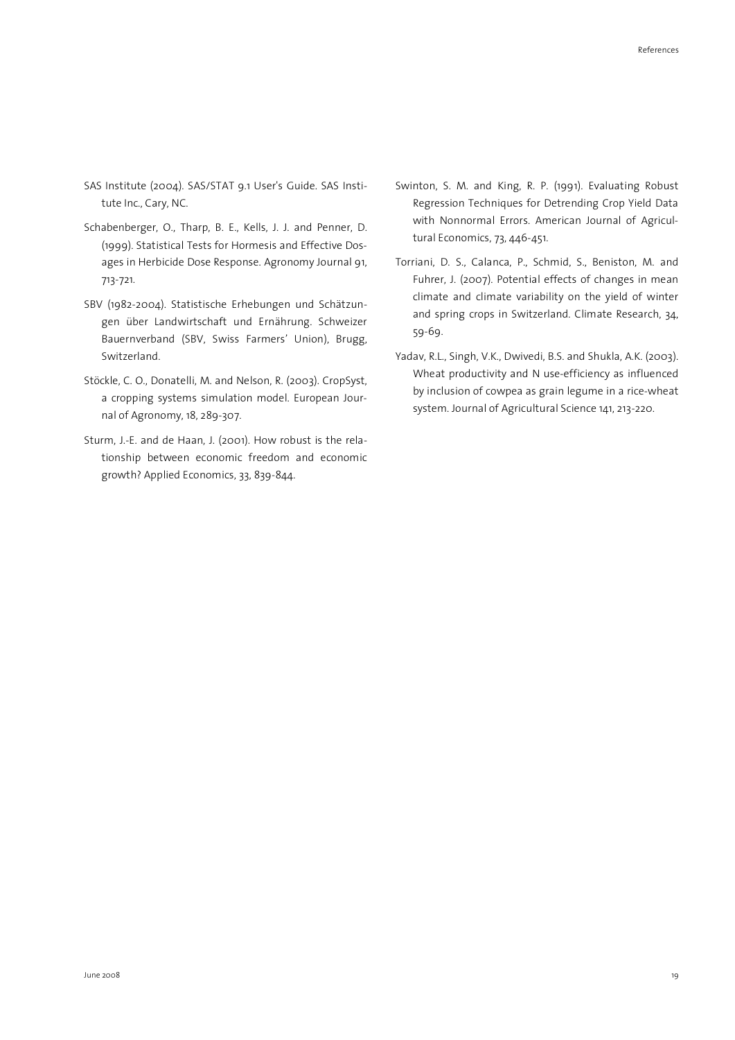SAS Institute (2004). SAS/STAT 9.1 User's Guide. SAS Institute Inc., Cary, NC.

Schabenberger, O., Tharp, B. E., Kells, J. J. and Penner, D. (1999). Statistical Tests for Hormesis and Effective Dosages in Herbicide Dose Response. Agronomy Journal 91, 713-721.

SBV (1982-2004). Statistische Erhebungen und Schätzungen über Landwirtschaft und Ernährung. Schweizer Bauernverband (SBV, Swiss Farmers' Union), Brugg, Switzerland.

Stöckle, C. O., Donatelli, M. and Nelson, R. (2003). CropSyst, a cropping systems simulation model. European Journal of Agronomy, 18, 289-307.

Sturm, J.-E. and de Haan, J. (2001). How robust is the relationship between economic freedom and economic growth? Applied Economics, 33, 839-844.

Swinton, S. M. and King, R. P. (1991). Evaluating Robust Regression Techniques for Detrending Crop Yield Data with Nonnormal Errors. American Journal of Agricultural Economics, 73, 446-451.

Torriani, D. S., Calanca, P., Schmid, S., Beniston, M. and Fuhrer, J. (2007). Potential effects of changes in mean climate and climate variability on the yield of winter and spring crops in Switzerland. Climate Research, 34, 59-69.

Yadav, R.L., Singh, V.K., Dwivedi, B.S. and Shukla, A.K. (2003). Wheat productivity and N use-efficiency as influenced by inclusion of cowpea as grain legume in a rice-wheat system. Journal of Agricultural Science 141, 213-220.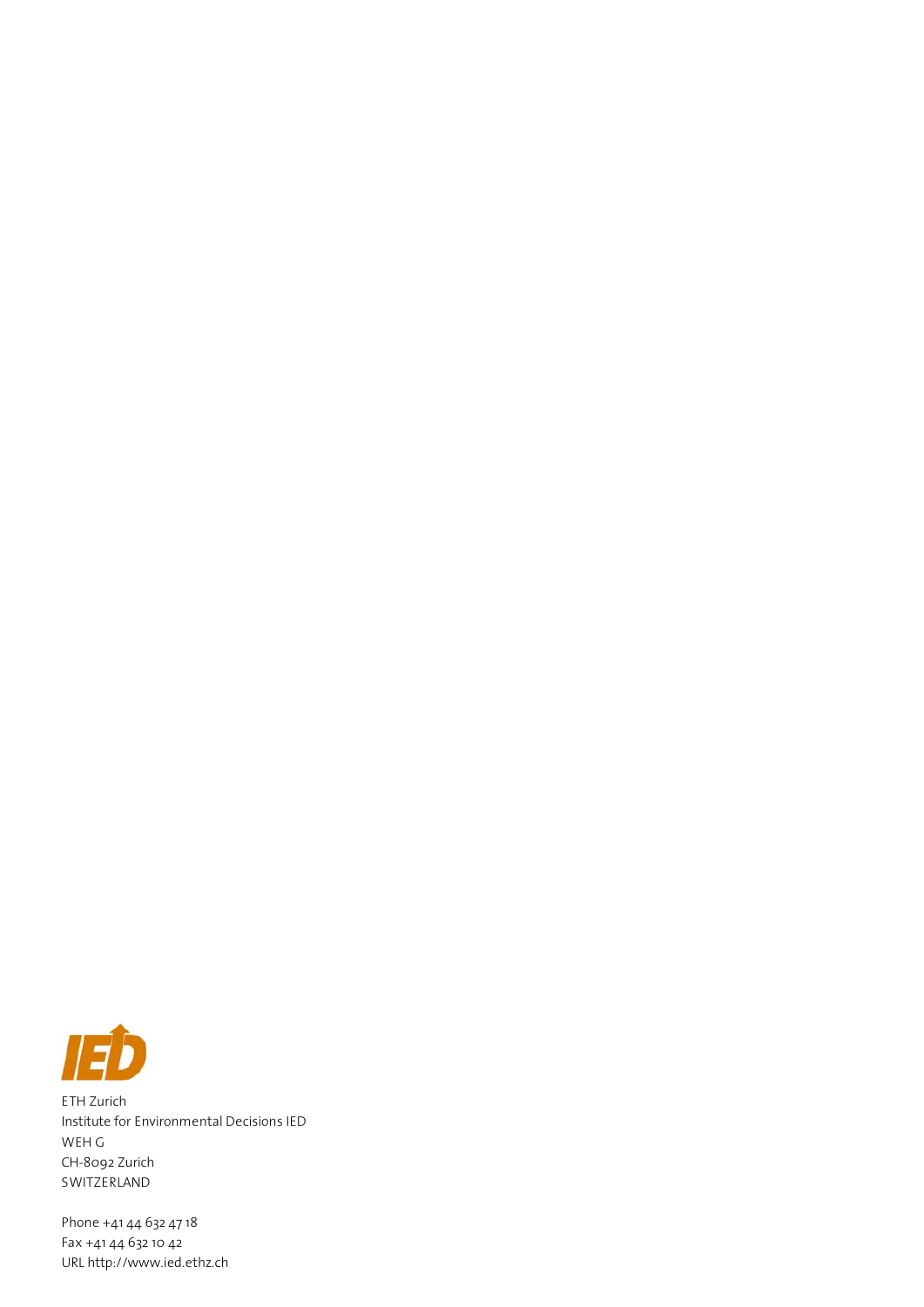ETH Zurich
Institute for Environmental Decisions IED
WEH G
CH-8092 Zurich
SWITZERLAND

Phone +41 44 632 47 18
Fax +41 44 632 10 42
URL http://www.ied.ethz.ch